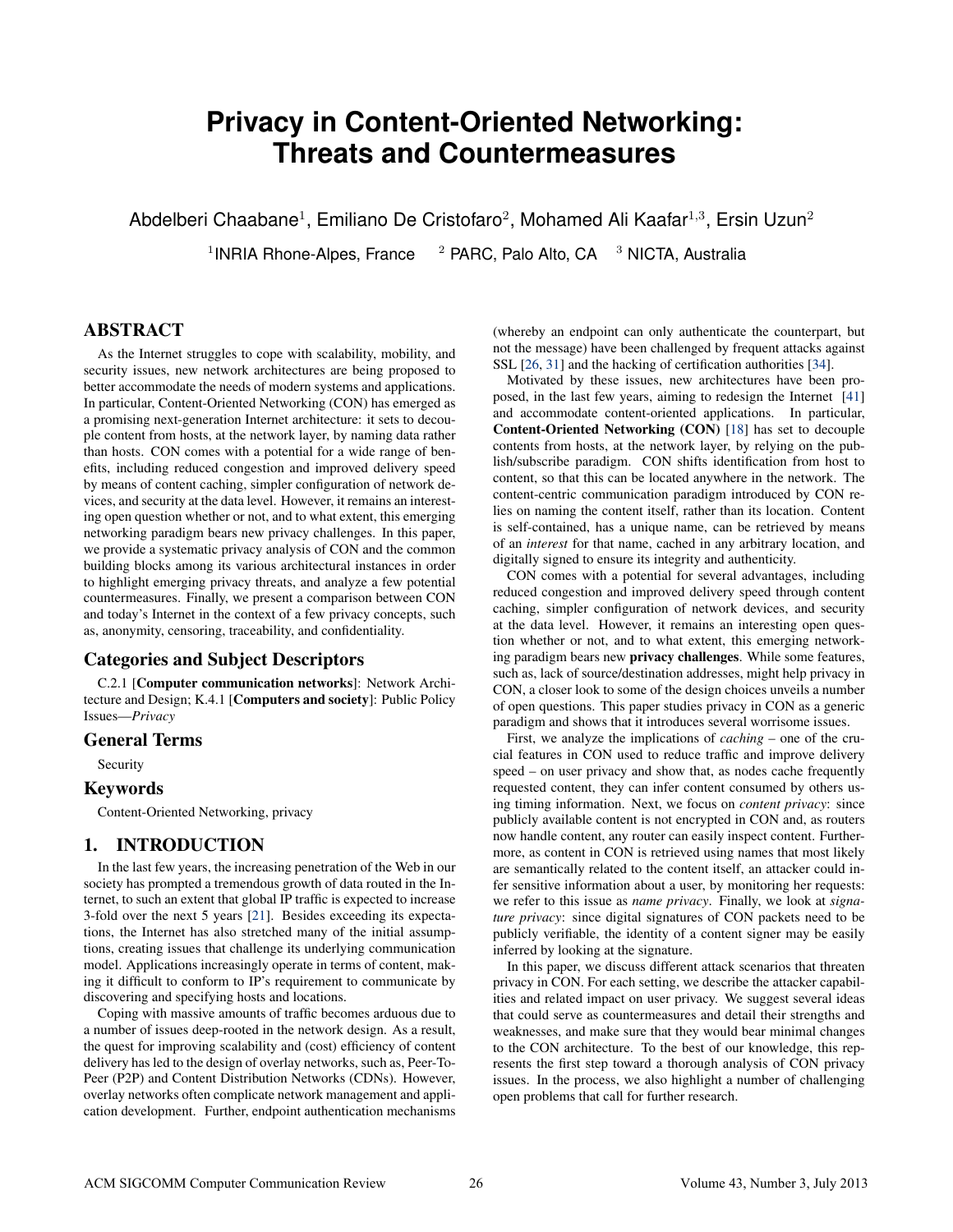# Privacy in Content-Oriented Networking: Threats and Countermeasures

Abdelberi Chaabane[1], Emiliano De Cristofaro[2], Mohamed Ali Kaafar[1,3], Ersin Uzun[2]

[1]INRIA Rhone-Alpes, France [2] PARC, Palo Alto, CA [3] NICTA, Australia

## ABSTRACT

As the Internet struggles to cope with scalability, mobility, and security issues, new network architectures are being proposed to better accommodate the needs of modern systems and applications. In particular, Content-Oriented Networking (CON) has emerged as a promising next-generation Internet architecture: it sets to decouple content from hosts, at the network layer, by naming data rather than hosts. CON comes with a potential for a wide range of benefits, including reduced congestion and improved delivery speed by means of content caching, simpler configuration of network devices, and security at the data level. However, it remains an interesting open question whether or not, and to what extent, this emerging networking paradigm bears new privacy challenges. In this paper, we provide a systematic privacy analysis of CON and the common building blocks among its various architectural instances in order to highlight emerging privacy threats, and analyze a few potential countermeasures. Finally, we present a comparison between CON and today's Internet in the context of a few privacy concepts, such as, anonymity, censoring, traceability, and confidentiality.

## Categories and Subject Descriptors

C.2.1 [**Computer communication networks**]: Network Architecture and Design; K.4.1 [**Computers and society**]: Public Policy Issues—*Privacy*

## General Terms

Security

## Keywords

Content-Oriented Networking, privacy

## 1. INTRODUCTION

In the last few years, the increasing penetration of the Web in our society has prompted a tremendous growth of data routed in the Internet, to such an extent that global IP traffic is expected to increase 3-fold over the next 5 years [21]. Besides exceeding its expectations, the Internet has also stretched many of the initial assumptions, creating issues that challenge its underlying communication model. Applications increasingly operate in terms of content, making it difficult to conform to IP's requirement to communicate by discovering and specifying hosts and locations.

Coping with massive amounts of traffic becomes arduous due to a number of issues deep-rooted in the network design. As a result, the quest for improving scalability and (cost) efficiency of content delivery has led to the design of overlay networks, such as, Peer-To-Peer (P2P) and Content Distribution Networks (CDNs). However, overlay networks often complicate network management and application development. Further, endpoint authentication mechanisms (whereby an endpoint can only authenticate the counterpart, but not the message) have been challenged by frequent attacks against SSL [26, 31] and the hacking of certification authorities [34].

Motivated by these issues, new architectures have been proposed, in the last few years, aiming to redesign the Internet [41] and accommodate content-oriented applications. In particular, **Content-Oriented Networking (CON)** [18] has set to decouple contents from hosts, at the network layer, by relying on the publish/subscribe paradigm. CON shifts identification from host to content, so that this can be located anywhere in the network. The content-centric communication paradigm introduced by CON relies on naming the content itself, rather than its location. Content is self-contained, has a unique name, can be retrieved by means of an *interest* for that name, cached in any arbitrary location, and digitally signed to ensure its integrity and authenticity.

CON comes with a potential for several advantages, including reduced congestion and improved delivery speed through content caching, simpler configuration of network devices, and security at the data level. However, it remains an interesting open question whether or not, and to what extent, this emerging networking paradigm bears new **privacy challenges**. While some features, such as, lack of source/destination addresses, might help privacy in CON, a closer look to some of the design choices unveils a number of open questions. This paper studies privacy in CON as a generic paradigm and shows that it introduces several worrisome issues.

First, we analyze the implications of *caching* – one of the crucial features in CON used to reduce traffic and improve delivery speed – on user privacy and show that, as nodes cache frequently requested content, they can infer content consumed by others using timing information. Next, we focus on *content privacy*: since publicly available content is not encrypted in CON and, as routers now handle content, any router can easily inspect content. Furthermore, as content in CON is retrieved using names that most likely are semantically related to the content itself, an attacker could infer sensitive information about a user, by monitoring her requests: we refer to this issue as *name privacy*. Finally, we look at *signature privacy*: since digital signatures of CON packets need to be publicly verifiable, the identity of a content signer may be easily inferred by looking at the signature.

In this paper, we discuss different attack scenarios that threaten privacy in CON. For each setting, we describe the attacker capabilities and related impact on user privacy. We suggest several ideas that could serve as countermeasures and detail their strengths and weaknesses, and make sure that they would bear minimal changes to the CON architecture. To the best of our knowledge, this represents the first step toward a thorough analysis of CON privacy issues. In the process, we also highlight a number of challenging open problems that call for further research.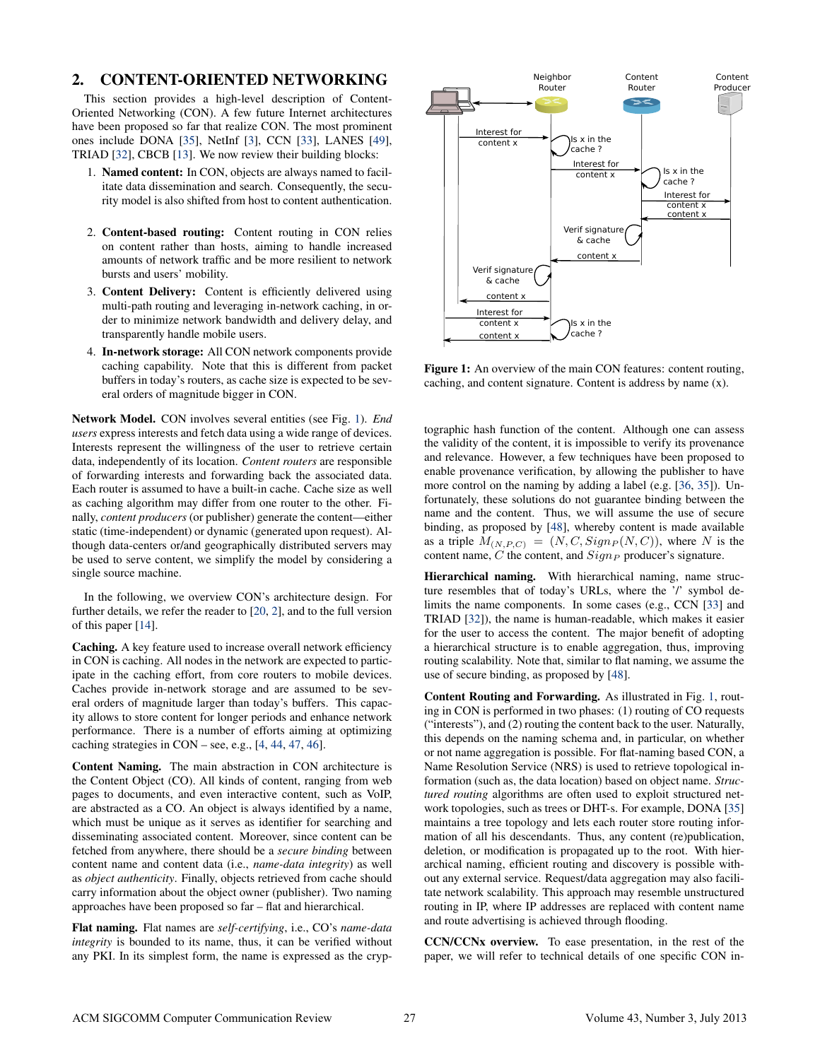## 2. CONTENT-ORIENTED NETWORKING

This section provides a high-level description of Content-Oriented Networking (CON). A few future Internet architectures have been proposed so far that realize CON. The most prominent ones include DONA [35], NetInf [3], CCN [33], LANES [49], TRIAD [32], CBCB [13]. We now review their building blocks:

1. **Named content:** In CON, objects are always named to facilitate data dissemination and search. Consequently, the security model is also shifted from host to content authentication.
2. **Content-based routing:** Content routing in CON relies on content rather than hosts, aiming to handle increased amounts of network traffic and be more resilient to network bursts and users' mobility.
3. **Content Delivery:** Content is efficiently delivered using multi-path routing and leveraging in-network caching, in order to minimize network bandwidth and delivery delay, and transparently handle mobile users.
4. **In-network storage:** All CON network components provide caching capability. Note that this is different from packet buffers in today's routers, as cache size is expected to be several orders of magnitude bigger in CON.

**Network Model.** CON involves several entities (see Fig. 1). *End users* express interests and fetch data using a wide range of devices. Interests represent the willingness of the user to retrieve certain data, independently of its location. *Content routers* are responsible of forwarding interests and forwarding back the associated data. Each router is assumed to have a built-in cache. Cache size as well as caching algorithm may differ from one router to the other. Finally, *content producers* (or publisher) generate the content—either static (time-independent) or dynamic (generated upon request). Although data-centers or/and geographically distributed servers may be used to serve content, we simplify the model by considering a single source machine.

In the following, we overview CON's architecture design. For further details, we refer the reader to [20, 2], and to the full version of this paper [14].

**Caching.** A key feature used to increase overall network efficiency in CON is caching. All nodes in the network are expected to participate in the caching effort, from core routers to mobile devices. Caches provide in-network storage and are assumed to be several orders of magnitude larger than today's buffers. This capacity allows to store content for longer periods and enhance network performance. There is a number of efforts aiming at optimizing caching strategies in CON – see, e.g., [4, 44, 47, 46].

**Content Naming.** The main abstraction in CON architecture is the Content Object (CO). All kinds of content, ranging from web pages to documents, and even interactive content, such as VoIP, are abstracted as a CO. An object is always identified by a name, which must be unique as it serves as identifier for searching and disseminating associated content. Moreover, since content can be fetched from anywhere, there should be a *secure binding* between content name and content data (i.e., *name-data integrity*) as well as *object authenticity*. Finally, objects retrieved from cache should carry information about the object owner (publisher). Two naming approaches have been proposed so far – flat and hierarchical.

**Flat naming.** Flat names are *self-certifying*, i.e., CO's *name-data integrity* is bounded to its name, thus, it can be verified without any PKI. In its simplest form, the name is expressed as the cryptographic hash function of the content. Although one can assess the validity of the content, it is impossible to verify its provenance and relevance. However, a few techniques have been proposed to enable provenance verification, by allowing the publisher to have more control on the naming by adding a label (e.g. [36, 35]). Unfortunately, these solutions do not guarantee binding between the name and the content. Thus, we will assume the use of secure binding, as proposed by [48], whereby content is made available as a triple $M_{(N,P,C)} = (N, C, Sign_P(N, C))$, where $N$ is the content name, $C$ the content, and $Sign_P$ producer's signature.

Neighbor Router
Content Router
Content Producer
Interest for content x
Is x in the cache ?
Interest for content x
Is x in the cache ?
Interest for content x
content x
Verif signature & cache
content x
Verif signature & cache
content x
Interest for content x
Is x in the cache ?
content x

Figure 1: An overview of the main CON features: content routing, caching, and content signature. Content is address by name (x).

**Hierarchical naming.** With hierarchical naming, name structure resembles that of today's URLs, where the '/' symbol delimits the name components. In some cases (e.g., CCN [33] and TRIAD [32]), the name is human-readable, which makes it easier for the user to access the content. The major benefit of adopting a hierarchical structure is to enable aggregation, thus, improving routing scalability. Note that, similar to flat naming, we assume the use of secure binding, as proposed by [48].

**Content Routing and Forwarding.** As illustrated in Fig. 1, routing in CON is performed in two phases: (1) routing of CO requests ("interests"), and (2) routing the content back to the user. Naturally, this depends on the naming schema and, in particular, on whether or not name aggregation is possible. For flat-naming based CON, a Name Resolution Service (NRS) is used to retrieve topological information (such as, the data location) based on object name. *Structured routing* algorithms are often used to exploit structured network topologies, such as trees or DHT-s. For example, DONA [35] maintains a tree topology and lets each router store routing information of all his descendants. Thus, any content (re)publication, deletion, or modification is propagated up to the root. With hierarchical naming, efficient routing and discovery is possible without any external service. Request/data aggregation may also facilitate network scalability. This approach may resemble unstructured routing in IP, where IP addresses are replaced with content name and route advertising is achieved through flooding.

**CCN/CCNx overview.** To ease presentation, in the rest of the paper, we will refer to technical details of one specific CON in-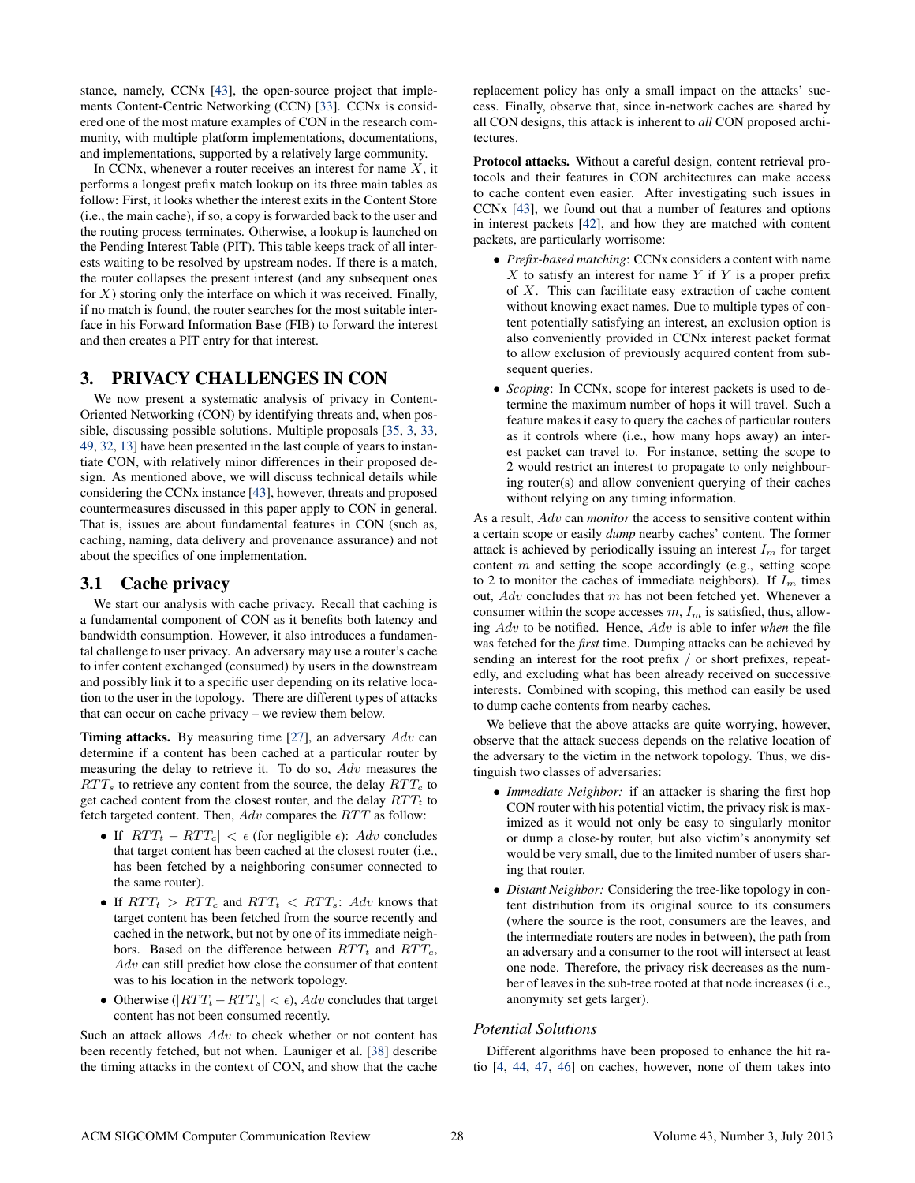stance, namely, CCNx [43], the open-source project that implements Content-Centric Networking (CCN) [33]. CCNx is considered one of the most mature examples of CON in the research community, with multiple platform implementations, documentations, and implementations, supported by a relatively large community.

In CCNx, whenever a router receives an interest for name $X$, it performs a longest prefix match lookup on its three main tables as follow: First, it looks whether the interest exits in the Content Store (i.e., the main cache), if so, a copy is forwarded back to the user and the routing process terminates. Otherwise, a lookup is launched on the Pending Interest Table (PIT). This table keeps track of all interests waiting to be resolved by upstream nodes. If there is a match, the router collapses the present interest (and any subsequent ones for $X$) storing only the interface on which it was received. Finally, if no match is found, the router searches for the most suitable interface in his Forward Information Base (FIB) to forward the interest and then creates a PIT entry for that interest.

## 3. PRIVACY CHALLENGES IN CON

We now present a systematic analysis of privacy in Content-Oriented Networking (CON) by identifying threats and, when possible, discussing possible solutions. Multiple proposals [35, 3, 33, 49, 32, 13] have been presented in the last couple of years to instantiate CON, with relatively minor differences in their proposed design. As mentioned above, we will discuss technical details while considering the CCNx instance [43], however, threats and proposed countermeasures discussed in this paper apply to CON in general. That is, issues are about fundamental features in CON (such as, caching, naming, data delivery and provenance assurance) and not about the specifics of one implementation.

### 3.1 Cache privacy

We start our analysis with cache privacy. Recall that caching is a fundamental component of CON as it benefits both latency and bandwidth consumption. However, it also introduces a fundamental challenge to user privacy. An adversary may use a router's cache to infer content exchanged (consumed) by users in the downstream and possibly link it to a specific user depending on its relative location to the user in the topology. There are different types of attacks that can occur on cache privacy – we review them below.

**Timing attacks.** By measuring time [27], an adversary $Adv$ can determine if a content has been cached at a particular router by measuring the delay to retrieve it. To do so, $Adv$ measures the $RTT_s$ to retrieve any content from the source, the delay $RTT_c$ to get cached content from the closest router, and the delay $RTT_t$ to fetch targeted content. Then, $Adv$ compares the $RTT$ as follow:

- If $|RTT_t - RTT_c| < \epsilon$ (for negligible $\epsilon$): $Adv$ concludes that target content has been cached at the closest router (i.e., has been fetched by a neighboring consumer connected to the same router).
- If $RTT_t > RTT_c$ and $RTT_t < RTT_s$: $Adv$ knows that target content has been fetched from the source recently and cached in the network, but not by one of its immediate neighbors. Based on the difference between $RTT_t$ and $RTT_c$, $Adv$ can still predict how close the consumer of that content was to his location in the network topology.
- Otherwise ($|RTT_t - RTT_s| < \epsilon$), $Adv$ concludes that target content has not been consumed recently.

Such an attack allows $Adv$ to check whether or not content has been recently fetched, but not when. Launiger et al. [38] describe the timing attacks in the context of CON, and show that the cache replacement policy has only a small impact on the attacks' success. Finally, observe that, since in-network caches are shared by all CON designs, this attack is inherent to *all* CON proposed architectures.

**Protocol attacks.** Without a careful design, content retrieval protocols and their features in CON architectures can make access to cache content even easier. After investigating such issues in CCNx [43], we found out that a number of features and options in interest packets [42], and how they are matched with content packets, are particularly worrisome:

- *Prefix-based matching*: CCNx considers a content with name $X$ to satisfy an interest for name $Y$ if $Y$ is a proper prefix of $X$. This can facilitate easy extraction of cache content without knowing exact names. Due to multiple types of content potentially satisfying an interest, an exclusion option is also conveniently provided in CCNx interest packet format to allow exclusion of previously acquired content from subsequent queries.
- *Scoping*: In CCNx, scope for interest packets is used to determine the maximum number of hops it will travel. Such a feature makes it easy to query the caches of particular routers as it controls where (i.e., how many hops away) an interest packet can travel to. For instance, setting the scope to 2 would restrict an interest to propagate to only neighbouring router(s) and allow convenient querying of their caches without relying on any timing information.

As a result, $Adv$ can *monitor* the access to sensitive content within a certain scope or easily *dump* nearby caches' content. The former attack is achieved by periodically issuing an interest $I_m$ for target content $m$ and setting the scope accordingly (e.g., setting scope to 2 to monitor the caches of immediate neighbors). If $I_m$ times out, $Adv$ concludes that $m$ has not been fetched yet. Whenever a consumer within the scope accesses $m$, $I_m$ is satisfied, thus, allowing $Adv$ to be notified. Hence, $Adv$ is able to infer *when* the file was fetched for the *first* time. Dumping attacks can be achieved by sending an interest for the root prefix / or short prefixes, repeatedly, and excluding what has been already received on successive interests. Combined with scoping, this method can easily be used to dump cache contents from nearby caches.

We believe that the above attacks are quite worrying, however, observe that the attack success depends on the relative location of the adversary to the victim in the network topology. Thus, we distinguish two classes of adversaries:

- *Immediate Neighbor:* if an attacker is sharing the first hop CON router with his potential victim, the privacy risk is maximized as it would not only be easy to singularly monitor or dump a close-by router, but also victim's anonymity set would be very small, due to the limited number of users sharing that router.
- *Distant Neighbor:* Considering the tree-like topology in content distribution from its original source to its consumers (where the source is the root, consumers are the leaves, and the intermediate routers are nodes in between), the path from an adversary and a consumer to the root will intersect at least one node. Therefore, the privacy risk decreases as the number of leaves in the sub-tree rooted at that node increases (i.e., anonymity set gets larger).

#### *Potential Solutions*

Different algorithms have been proposed to enhance the hit ratio [4, 44, 47, 46] on caches, however, none of them takes into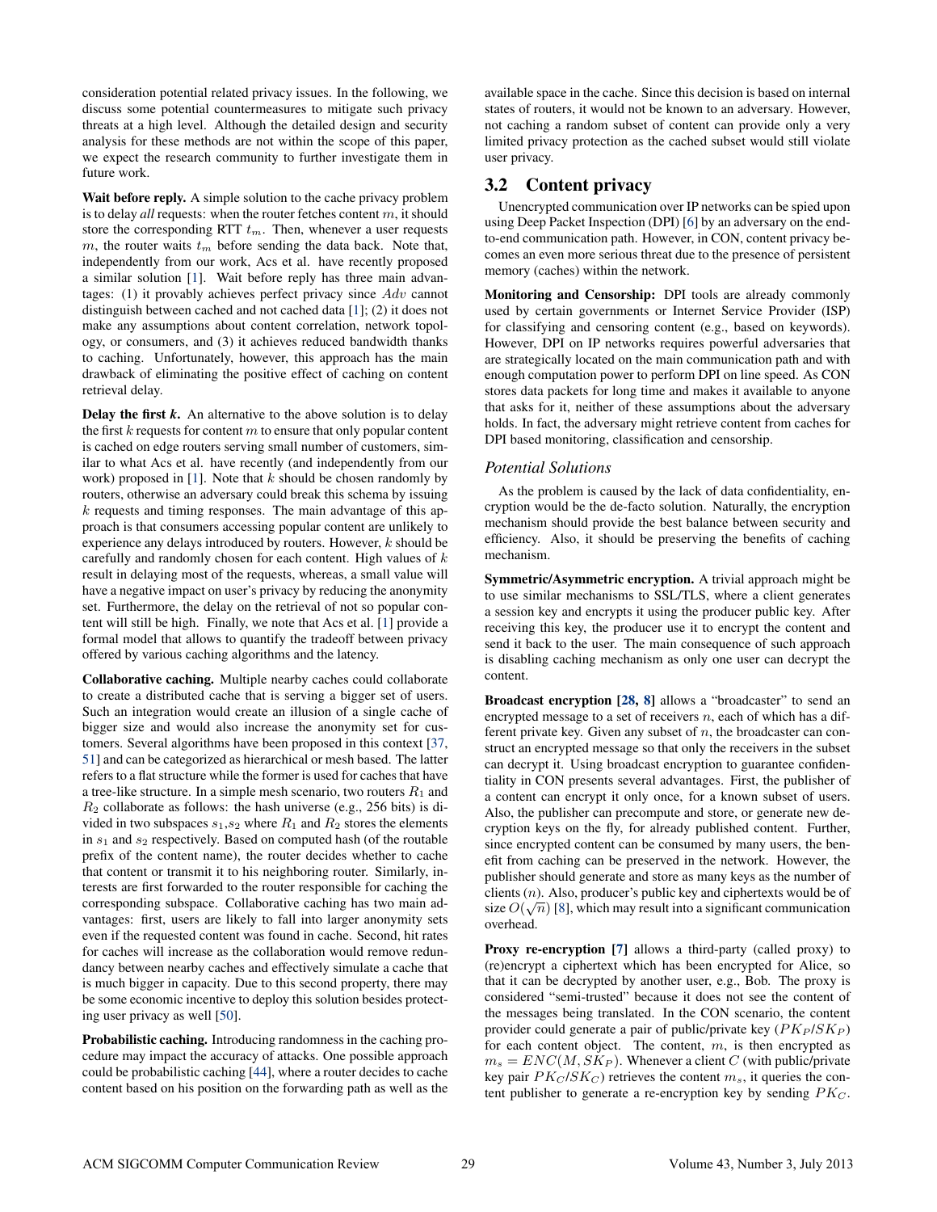consideration potential related privacy issues. In the following, we discuss some potential countermeasures to mitigate such privacy threats at a high level. Although the detailed design and security analysis for these methods are not within the scope of this paper, we expect the research community to further investigate them in future work.

**Wait before reply.** A simple solution to the cache privacy problem is to delay *all* requests: when the router fetches content $m$, it should store the corresponding RTT $t_m$. Then, whenever a user requests $m$, the router waits $t_m$ before sending the data back. Note that, independently from our work, Acs et al. have recently proposed a similar solution [1]. Wait before reply has three main advantages: (1) it provably achieves perfect privacy since $Adv$ cannot distinguish between cached and not cached data [1]; (2) it does not make any assumptions about content correlation, network topology, or consumers, and (3) it achieves reduced bandwidth thanks to caching. Unfortunately, however, this approach has the main drawback of eliminating the positive effect of caching on content retrieval delay.

**Delay the first *k*.** An alternative to the above solution is to delay the first $k$ requests for content $m$ to ensure that only popular content is cached on edge routers serving small number of customers, similar to what Acs et al. have recently (and independently from our work) proposed in [1]. Note that $k$ should be chosen randomly by routers, otherwise an adversary could break this schema by issuing $k$ requests and timing responses. The main advantage of this approach is that consumers accessing popular content are unlikely to experience any delays introduced by routers. However, $k$ should be carefully and randomly chosen for each content. High values of $k$ result in delaying most of the requests, whereas, a small value will have a negative impact on user's privacy by reducing the anonymity set. Furthermore, the delay on the retrieval of not so popular content will still be high. Finally, we note that Acs et al. [1] provide a formal model that allows to quantify the tradeoff between privacy offered by various caching algorithms and the latency.

**Collaborative caching.** Multiple nearby caches could collaborate to create a distributed cache that is serving a bigger set of users. Such an integration would create an illusion of a single cache of bigger size and would also increase the anonymity set for customers. Several algorithms have been proposed in this context [37, 51] and can be categorized as hierarchical or mesh based. The latter refers to a flat structure while the former is used for caches that have a tree-like structure. In a simple mesh scenario, two routers $R_1$ and $R_2$ collaborate as follows: the hash universe (e.g., 256 bits) is divided in two subspaces $s_1$,$s_2$ where $R_1$ and $R_2$ stores the elements in $s_1$ and $s_2$ respectively. Based on computed hash (of the routable prefix of the content name), the router decides whether to cache that content or transmit it to his neighboring router. Similarly, interests are first forwarded to the router responsible for caching the corresponding subspace. Collaborative caching has two main advantages: first, users are likely to fall into larger anonymity sets even if the requested content was found in cache. Second, hit rates for caches will increase as the collaboration would remove redundancy between nearby caches and effectively simulate a cache that is much bigger in capacity. Due to this second property, there may be some economic incentive to deploy this solution besides protecting user privacy as well [50].

**Probabilistic caching.** Introducing randomness in the caching procedure may impact the accuracy of attacks. One possible approach could be probabilistic caching [44], where a router decides to cache content based on his position on the forwarding path as well as the available space in the cache. Since this decision is based on internal states of routers, it would not be known to an adversary. However, not caching a random subset of content can provide only a very limited privacy protection as the cached subset would still violate user privacy.

## 3.2 Content privacy

Unencrypted communication over IP networks can be spied upon using Deep Packet Inspection (DPI) [6] by an adversary on the end-to-end communication path. However, in CON, content privacy becomes an even more serious threat due to the presence of persistent memory (caches) within the network.

**Monitoring and Censorship:** DPI tools are already commonly used by certain governments or Internet Service Provider (ISP) for classifying and censoring content (e.g., based on keywords). However, DPI on IP networks requires powerful adversaries that are strategically located on the main communication path and with enough computation power to perform DPI on line speed. As CON stores data packets for long time and makes it available to anyone that asks for it, neither of these assumptions about the adversary holds. In fact, the adversary might retrieve content from caches for DPI based monitoring, classification and censorship.

### *Potential Solutions*

As the problem is caused by the lack of data confidentiality, encryption would be the de-facto solution. Naturally, the encryption mechanism should provide the best balance between security and efficiency. Also, it should be preserving the benefits of caching mechanism.

**Symmetric/Asymmetric encryption.** A trivial approach might be to use similar mechanisms to SSL/TLS, where a client generates a session key and encrypts it using the producer public key. After receiving this key, the producer use it to encrypt the content and send it back to the user. The main consequence of such approach is disabling caching mechanism as only one user can decrypt the content.

**Broadcast encryption [28, 8]** allows a "broadcaster" to send an encrypted message to a set of receivers $n$, each of which has a different private key. Given any subset of $n$, the broadcaster can construct an encrypted message so that only the receivers in the subset can decrypt it. Using broadcast encryption to guarantee confidentiality in CON presents several advantages. First, the publisher of a content can encrypt it only once, for a known subset of users. Also, the publisher can precompute and store, or generate new decryption keys on the fly, for already published content. Further, since encrypted content can be consumed by many users, the benefit from caching can be preserved in the network. However, the publisher should generate and store as many keys as the number of clients ($n$). Also, producer's public key and ciphertexts would be of size $O(\sqrt{n})$ [8], which may result into a significant communication overhead.

**Proxy re-encryption [7]** allows a third-party (called proxy) to (re)encrypt a ciphertext which has been encrypted for Alice, so that it can be decrypted by another user, e.g., Bob. The proxy is considered "semi-trusted" because it does not see the content of the messages being translated. In the CON scenario, the content provider could generate a pair of public/private key ($PK_P$/$SK_P$) for each content object. The content, $m$, is then encrypted as $m_s = ENC(M, SK_P)$. Whenever a client $C$ (with public/private key pair $PK_C$/$SK_C$) retrieves the content $m_s$, it queries the content publisher to generate a re-encryption key by sending $PK_C$.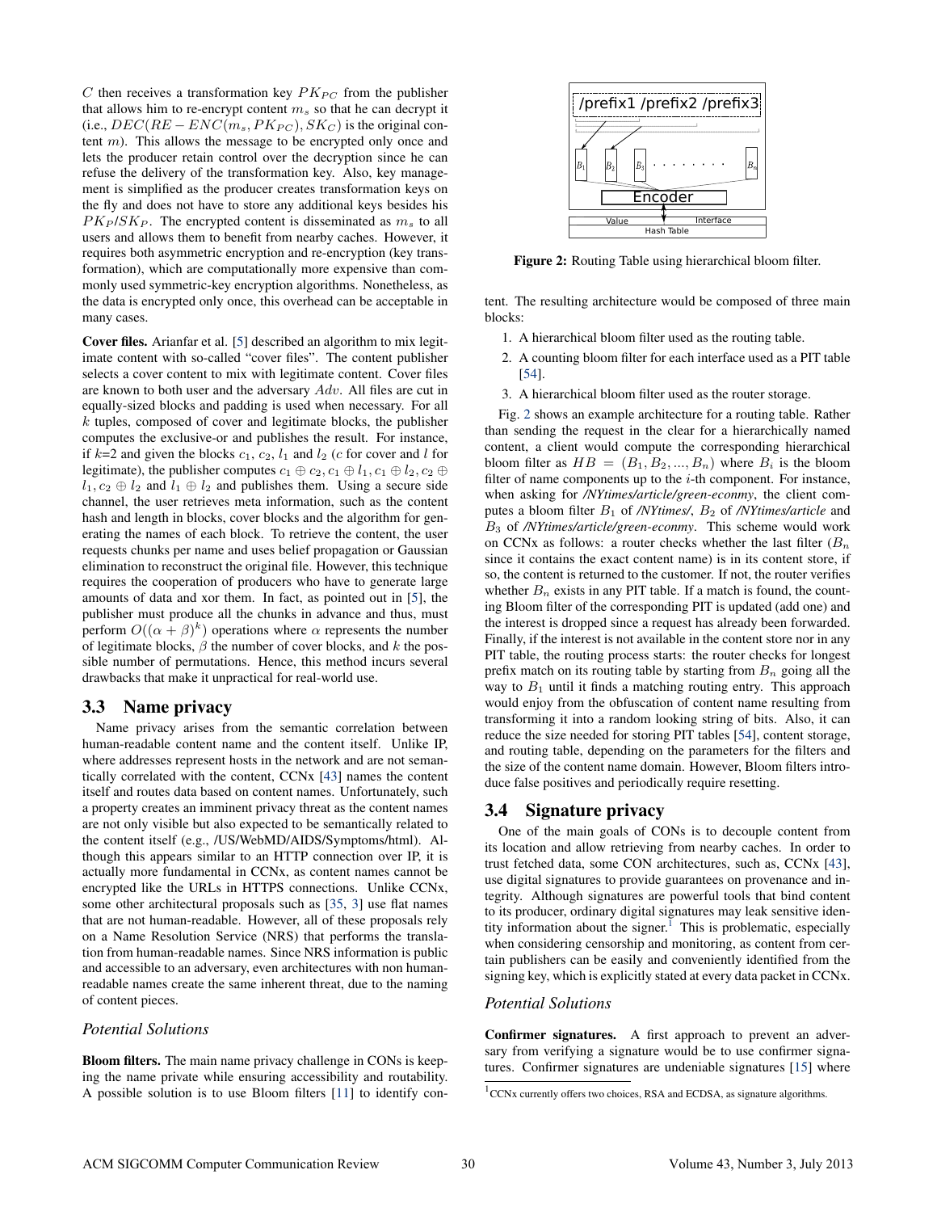$C$ then receives a transformation key $PK_{PC}$ from the publisher that allows him to re-encrypt content $m_s$ so that he can decrypt it (i.e., $DEC(RE-ENC(m_s, PK_{PC}), SK_C)$ is the original content $m$). This allows the message to be encrypted only once and lets the producer retain control over the decryption since he can refuse the delivery of the transformation key. Also, key management is simplified as the producer creates transformation keys on the fly and does not have to store any additional keys besides his $PK_P/SK_P$. The encrypted content is disseminated as $m_s$ to all users and allows them to benefit from nearby caches. However, it requires both asymmetric encryption and re-encryption (key transformation), which are computationally more expensive than commonly used symmetric-key encryption algorithms. Nonetheless, as the data is encrypted only once, this overhead can be acceptable in many cases.

**Cover files.** Arianfar et al. [5] described an algorithm to mix legitimate content with so-called "cover files". The content publisher selects a cover content to mix with legitimate content. Cover files are known to both user and the adversary $Adv$. All files are cut in equally-sized blocks and padding is used when necessary. For all $k$ tuples, composed of cover and legitimate blocks, the publisher computes the exclusive-or and publishes the result. For instance, if $k$=2 and given the blocks $c_1$, $c_2$, $l_1$ and $l_2$ ($c$ for cover and $l$ for legitimate), the publisher computes $c_1 \oplus c_2, c_1 \oplus l_1, c_1 \oplus l_2, c_2 \oplus l_1, c_2 \oplus l_2$ and $l_1 \oplus l_2$ and publishes them. Using a secure side channel, the user retrieves meta information, such as the content hash and length in blocks, cover blocks and the algorithm for generating the names of each block. To retrieve the content, the user requests chunks per name and uses belief propagation or Gaussian elimination to reconstruct the original file. However, this technique requires the cooperation of producers who have to generate large amounts of data and xor them. In fact, as pointed out in [5], the publisher must produce all the chunks in advance and thus, must perform $O((\alpha + \beta)^k)$ operations where $\alpha$ represents the number of legitimate blocks, $\beta$ the number of cover blocks, and $k$ the possible number of permutations. Hence, this method incurs several drawbacks that make it unpractical for real-world use.

## 3.3 Name privacy

Name privacy arises from the semantic correlation between human-readable content name and the content itself. Unlike IP, where addresses represent hosts in the network and are not semantically correlated with the content, CCNx [43] names the content itself and routes data based on content names. Unfortunately, such a property creates an imminent privacy threat as the content names are not only visible but also expected to be semantically related to the content itself (e.g., /US/WebMD/AIDS/Symptoms/html). Although this appears similar to an HTTP connection over IP, it is actually more fundamental in CCNx, as content names cannot be encrypted like the URLs in HTTPS connections. Unlike CCNx, some other architectural proposals such as [35, 3] use flat names that are not human-readable. However, all of these proposals rely on a Name Resolution Service (NRS) that performs the translation from human-readable names. Since NRS information is public and accessible to an adversary, even architectures with non human-readable names create the same inherent threat, due to the naming of content pieces.

### *Potential Solutions*

**Bloom filters.** The main name privacy challenge in CONs is keeping the name private while ensuring accessibility and routability. A possible solution is to use Bloom filters [11] to identify content. The resulting architecture would be composed of three main blocks:

1. A hierarchical bloom filter used as the routing table.
2. A counting bloom filter for each interface used as a PIT table [54].
3. A hierarchical bloom filter used as the router storage.

Figure 2: Routing Table using hierarchical bloom filter.

Fig. 2 shows an example architecture for a routing table. Rather than sending the request in the clear for a hierarchically named content, a client would compute the corresponding hierarchical bloom filter as $HB = (B_1, B_2, ..., B_n)$ where $B_i$ is the bloom filter of name components up to the $i$-th component. For instance, when asking for ***/NYtimes/article/green-econmy***, the client computes a bloom filter $B_1$ of ***/NYtimes/***, $B_2$ of ***/NYtimes/article*** and $B_3$ of ***/NYtimes/article/green-econmy***. This scheme would work on CCNx as follows: a router checks whether the last filter ($B_n$ since it contains the exact content name) is in its content store, if so, the content is returned to the customer. If not, the router verifies whether $B_n$ exists in any PIT table. If a match is found, the counting Bloom filter of the corresponding PIT is updated (add one) and the interest is dropped since a request has already been forwarded. Finally, if the interest is not available in the content store nor in any PIT table, the routing process starts: the router checks for longest prefix match on its routing table by starting from $B_n$ going all the way to $B_1$ until it finds a matching routing entry. This approach would enjoy from the obfuscation of content name resulting from transforming it into a random looking string of bits. Also, it can reduce the size needed for storing PIT tables [54], content storage, and routing table, depending on the parameters for the filters and the size of the content name domain. However, Bloom filters introduce false positives and periodically require resetting.

## 3.4 Signature privacy

One of the main goals of CONs is to decouple content from its location and allow retrieving from nearby caches. In order to trust fetched data, some CON architectures, such as, CCNx [43], use digital signatures to provide guarantees on provenance and integrity. Although signatures are powerful tools that bind content to its producer, ordinary digital signatures may leak sensitive identity information about the signer.[1] This is problematic, especially when considering censorship and monitoring, as content from certain publishers can be easily and conveniently identified from the signing key, which is explicitly stated at every data packet in CCNx.

### *Potential Solutions*

**Confirmer signatures.** A first approach to prevent an adversary from verifying a signature would be to use confirmer signatures. Confirmer signatures are undeniable signatures [15] where

[1] CCNx currently offers two choices, RSA and ECDSA, as signature algorithms.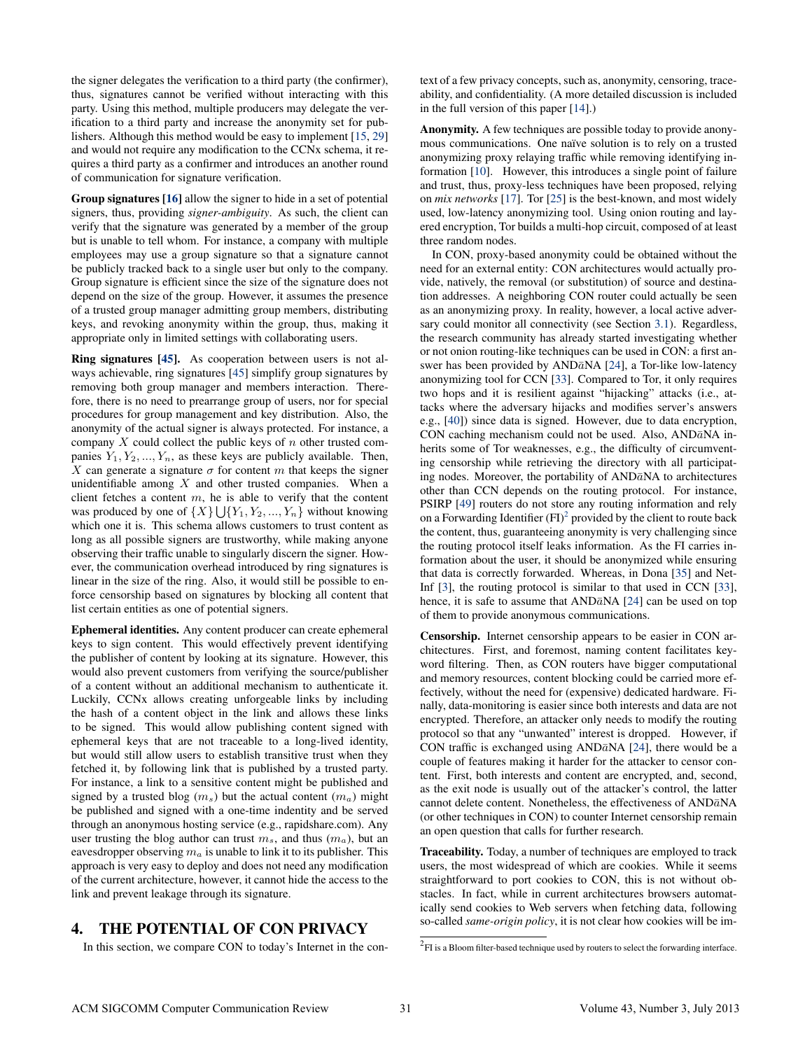the signer delegates the verification to a third party (the confirmer), thus, signatures cannot be verified without interacting with this party. Using this method, multiple producers may delegate the verification to a third party and increase the anonymity set for publishers. Although this method would be easy to implement [15, 29] and would not require any modification to the CCNx schema, it requires a third party as a confirmer and introduces an another round of communication for signature verification.

**Group signatures [16]** allow the signer to hide in a set of potential signers, thus, providing *signer-ambiguity*. As such, the client can verify that the signature was generated by a member of the group but is unable to tell whom. For instance, a company with multiple employees may use a group signature so that a signature cannot be publicly tracked back to a single user but only to the company. Group signature is efficient since the size of the signature does not depend on the size of the group. However, it assumes the presence of a trusted group manager admitting group members, distributing keys, and revoking anonymity within the group, thus, making it appropriate only in limited settings with collaborating users.

**Ring signatures [45].** As cooperation between users is not always achievable, ring signatures [45] simplify group signatures by removing both group manager and members interaction. Therefore, there is no need to prearrange group of users, nor for special procedures for group management and key distribution. Also, the anonymity of the actual signer is always protected. For instance, a company $X$ could collect the public keys of $n$ other trusted companies $Y_1, Y_2, ..., Y_n$, as these keys are publicly available. Then, $X$ can generate a signature $\sigma$ for content $m$ that keeps the signer unidentifiable among $X$ and other trusted companies. When a client fetches a content $m$, he is able to verify that the content was produced by one of $\{X\} \bigcup \{Y_1, Y_2, ..., Y_n\}$ without knowing which one it is. This schema allows customers to trust content as long as all possible signers are trustworthy, while making anyone observing their traffic unable to singularly discern the signer. However, the communication overhead introduced by ring signatures is linear in the size of the ring. Also, it would still be possible to enforce censorship based on signatures by blocking all content that list certain entities as one of potential signers.

**Ephemeral identities.** Any content producer can create ephemeral keys to sign content. This would effectively prevent identifying the publisher of content by looking at its signature. However, this would also prevent customers from verifying the source/publisher of a content without an additional mechanism to authenticate it. Luckily, CCNx allows creating unforgeable links by including the hash of a content object in the link and allows these links to be signed. This would allow publishing content signed with ephemeral keys that are not traceable to a long-lived identity, but would still allow users to establish transitive trust when they fetched it, by following link that is published by a trusted party. For instance, a link to a sensitive content might be published and signed by a trusted blog ($m_s$) but the actual content ($m_a$) might be published and signed with a one-time indentity and be served through an anonymous hosting service (e.g., rapidshare.com). Any user trusting the blog author can trust $m_s$, and thus ($m_a$), but an eavesdropper observing $m_a$ is unable to link it to its publisher. This approach is very easy to deploy and does not need any modification of the current architecture, however, it cannot hide the access to the link and prevent leakage through its signature.

# 4. THE POTENTIAL OF CON PRIVACY

In this section, we compare CON to today's Internet in the context of a few privacy concepts, such as, anonymity, censoring, traceability, and confidentiality. (A more detailed discussion is included in the full version of this paper [14].)

**Anonymity.** A few techniques are possible today to provide anonymous communications. One naïve solution is to rely on a trusted anonymizing proxy relaying traffic while removing identifying information [10]. However, this introduces a single point of failure and trust, thus, proxy-less techniques have been proposed, relying on *mix networks* [17]. Tor [25] is the best-known, and most widely used, low-latency anonymizing tool. Using onion routing and layered encryption, Tor builds a multi-hop circuit, composed of at least three random nodes.

In CON, proxy-based anonymity could be obtained without the need for an external entity: CON architectures would actually provide, natively, the removal (or substitution) of source and destination addresses. A neighboring CON router could actually be seen as an anonymizing proxy. In reality, however, a local active adversary could monitor all connectivity (see Section 3.1). Regardless, the research community has already started investigating whether or not onion routing-like techniques can be used in CON: a first answer has been provided by AND$\bar{a}$NA [24], a Tor-like low-latency anonymizing tool for CCN [33]. Compared to Tor, it only requires two hops and it is resilient against "hijacking" attacks (i.e., attacks where the adversary hijacks and modifies server's answers e.g., [40]) since data is signed. However, due to data encryption, CON caching mechanism could not be used. Also, AND$\bar{a}$NA inherits some of Tor weaknesses, e.g., the difficulty of circumventing censorship while retrieving the directory with all participating nodes. Moreover, the portability of AND$\bar{a}$NA to architectures other than CCN depends on the routing protocol. For instance, PSIRP [49] routers do not store any routing information and rely on a Forwarding Identifier (FI)[2] provided by the client to route back the content, thus, guaranteeing anonymity is very challenging since the routing protocol itself leaks information. As the FI carries information about the user, it should be anonymized while ensuring that data is correctly forwarded. Whereas, in Dona [35] and NetInf [3], the routing protocol is similar to that used in CCN [33], hence, it is safe to assume that AND$\bar{a}$NA [24] can be used on top of them to provide anonymous communications.

**Censorship.** Internet censorship appears to be easier in CON architectures. First, and foremost, naming content facilitates keyword filtering. Then, as CON routers have bigger computational and memory resources, content blocking could be carried more effectively, without the need for (expensive) dedicated hardware. Finally, data-monitoring is easier since both interests and data are not encrypted. Therefore, an attacker only needs to modify the routing protocol so that any "unwanted" interest is dropped. However, if CON traffic is exchanged using AND$\bar{a}$NA [24], there would be a couple of features making it harder for the attacker to censor content. First, both interests and content are encrypted, and, second, as the exit node is usually out of the attacker's control, the latter cannot delete content. Nonetheless, the effectiveness of AND$\bar{a}$NA (or other techniques in CON) to counter Internet censorship remain an open question that calls for further research.

**Traceability.** Today, a number of techniques are employed to track users, the most widespread of which are cookies. While it seems straightforward to port cookies to CON, this is not without obstacles. In fact, while in current architectures browsers automatically send cookies to Web servers when fetching data, following so-called *same-origin policy*, it is not clear how cookies will be im-

[2] FI is a Bloom filter-based technique used by routers to select the forwarding interface.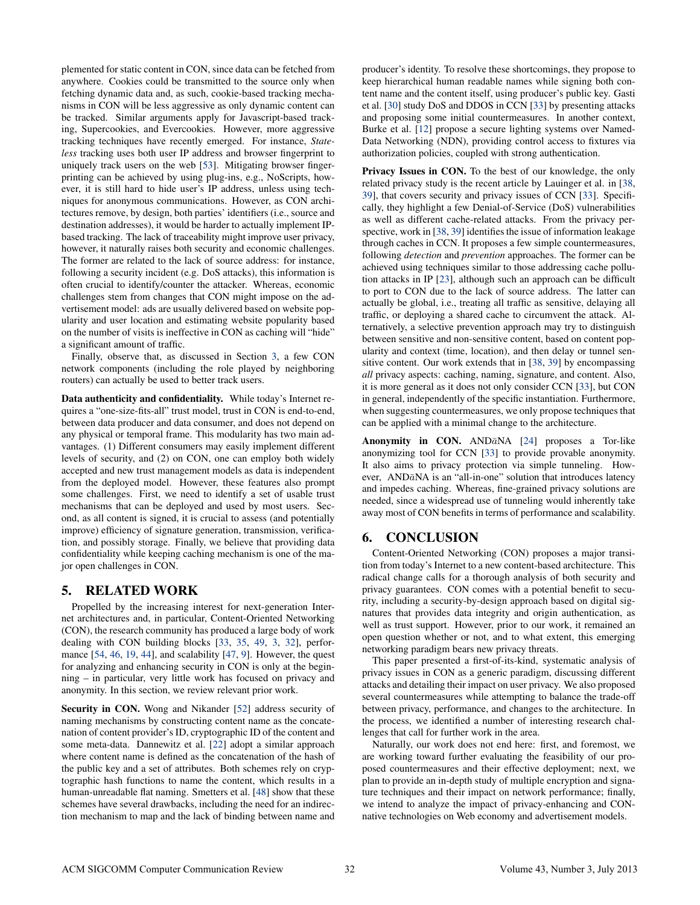plemented for static content in CON, since data can be fetched from anywhere. Cookies could be transmitted to the source only when fetching dynamic data and, as such, cookie-based tracking mechanisms in CON will be less aggressive as only dynamic content can be tracked. Similar arguments apply for Javascript-based tracking, Supercookies, and Evercookies. However, more aggressive tracking techniques have recently emerged. For instance, *Stateless* tracking uses both user IP address and browser fingerprint to uniquely track users on the web [53]. Mitigating browser fingerprinting can be achieved by using plug-ins, e.g., NoScripts, however, it is still hard to hide user's IP address, unless using techniques for anonymous communications. However, as CON architectures remove, by design, both parties' identifiers (i.e., source and destination addresses), it would be harder to actually implement IP-based tracking. The lack of traceability might improve user privacy, however, it naturally raises both security and economic challenges. The former are related to the lack of source address: for instance, following a security incident (e.g. DoS attacks), this information is often crucial to identify/counter the attacker. Whereas, economic challenges stem from changes that CON might impose on the advertisement model: ads are usually delivered based on website popularity and user location and estimating website popularity based on the number of visits is ineffective in CON as caching will "hide" a significant amount of traffic.

Finally, observe that, as discussed in Section 3, a few CON network components (including the role played by neighboring routers) can actually be used to better track users.

**Data authenticity and confidentiality.** While today's Internet requires a "one-size-fits-all" trust model, trust in CON is end-to-end, between data producer and data consumer, and does not depend on any physical or temporal frame. This modularity has two main advantages. (1) Different consumers may easily implement different levels of security, and (2) on CON, one can employ both widely accepted and new trust management models as data is independent from the deployed model. However, these features also prompt some challenges. First, we need to identify a set of usable trust mechanisms that can be deployed and used by most users. Second, as all content is signed, it is crucial to assess (and potentially improve) efficiency of signature generation, transmission, verification, and possibly storage. Finally, we believe that providing data confidentiality while keeping caching mechanism is one of the major open challenges in CON.

## 5. RELATED WORK

Propelled by the increasing interest for next-generation Internet architectures and, in particular, Content-Oriented Networking (CON), the research community has produced a large body of work dealing with CON building blocks [33, 35, 49, 3, 32], performance [54, 46, 19, 44], and scalability [47, 9]. However, the quest for analyzing and enhancing security in CON is only at the beginning – in particular, very little work has focused on privacy and anonymity. In this section, we review relevant prior work.

**Security in CON.** Wong and Nikander [52] address security of naming mechanisms by constructing content name as the concatenation of content provider's ID, cryptographic ID of the content and some meta-data. Dannewitz et al. [22] adopt a similar approach where content name is defined as the concatenation of the hash of the public key and a set of attributes. Both schemes rely on cryptographic hash functions to name the content, which results in a human-unreadable flat naming. Smetters et al. [48] show that these schemes have several drawbacks, including the need for an indirection mechanism to map and the lack of binding between name and producer's identity. To resolve these shortcomings, they propose to keep hierarchical human readable names while signing both content name and the content itself, using producer's public key. Gasti et al. [30] study DoS and DDOS in CCN [33] by presenting attacks and proposing some initial countermeasures. In another context, Burke et al. [12] propose a secure lighting systems over Named-Data Networking (NDN), providing control access to fixtures via authorization policies, coupled with strong authentication.

**Privacy Issues in CON.** To the best of our knowledge, the only related privacy study is the recent article by Lauinger et al. in [38, 39], that covers security and privacy issues of CCN [33]. Specifically, they highlight a few Denial-of-Service (DoS) vulnerabilities as well as different cache-related attacks. From the privacy perspective, work in [38, 39] identifies the issue of information leakage through caches in CCN. It proposes a few simple countermeasures, following *detection* and *prevention* approaches. The former can be achieved using techniques similar to those addressing cache pollution attacks in IP [23], although such an approach can be difficult to port to CON due to the lack of source address. The latter can actually be global, i.e., treating all traffic as sensitive, delaying all traffic, or deploying a shared cache to circumvent the attack. Alternatively, a selective prevention approach may try to distinguish between sensitive and non-sensitive content, based on content popularity and context (time, location), and then delay or tunnel sensitive content. Our work extends that in [38, 39] by encompassing *all* privacy aspects: caching, naming, signature, and content. Also, it is more general as it does not only consider CCN [33], but CON in general, independently of the specific instantiation. Furthermore, when suggesting countermeasures, we only propose techniques that can be applied with a minimal change to the architecture.

**Anonymity in CON.** ANDāNA [24] proposes a Tor-like anonymizing tool for CCN [33] to provide provable anonymity. It also aims to privacy protection via simple tunneling. However, ANDāNA is an "all-in-one" solution that introduces latency and impedes caching. Whereas, fine-grained privacy solutions are needed, since a widespread use of tunneling would inherently take away most of CON benefits in terms of performance and scalability.

## 6. CONCLUSION

Content-Oriented Networking (CON) proposes a major transition from today's Internet to a new content-based architecture. This radical change calls for a thorough analysis of both security and privacy guarantees. CON comes with a potential benefit to security, including a security-by-design approach based on digital signatures that provides data integrity and origin authentication, as well as trust support. However, prior to our work, it remained an open question whether or not, and to what extent, this emerging networking paradigm bears new privacy threats.

This paper presented a first-of-its-kind, systematic analysis of privacy issues in CON as a generic paradigm, discussing different attacks and detailing their impact on user privacy. We also proposed several countermeasures while attempting to balance the trade-off between privacy, performance, and changes to the architecture. In the process, we identified a number of interesting research challenges that call for further work in the area.

Naturally, our work does not end here: first, and foremost, we are working toward further evaluating the feasibility of our proposed countermeasures and their effective deployment; next, we plan to provide an in-depth study of multiple encryption and signature techniques and their impact on network performance; finally, we intend to analyze the impact of privacy-enhancing and CON-native technologies on Web economy and advertisement models.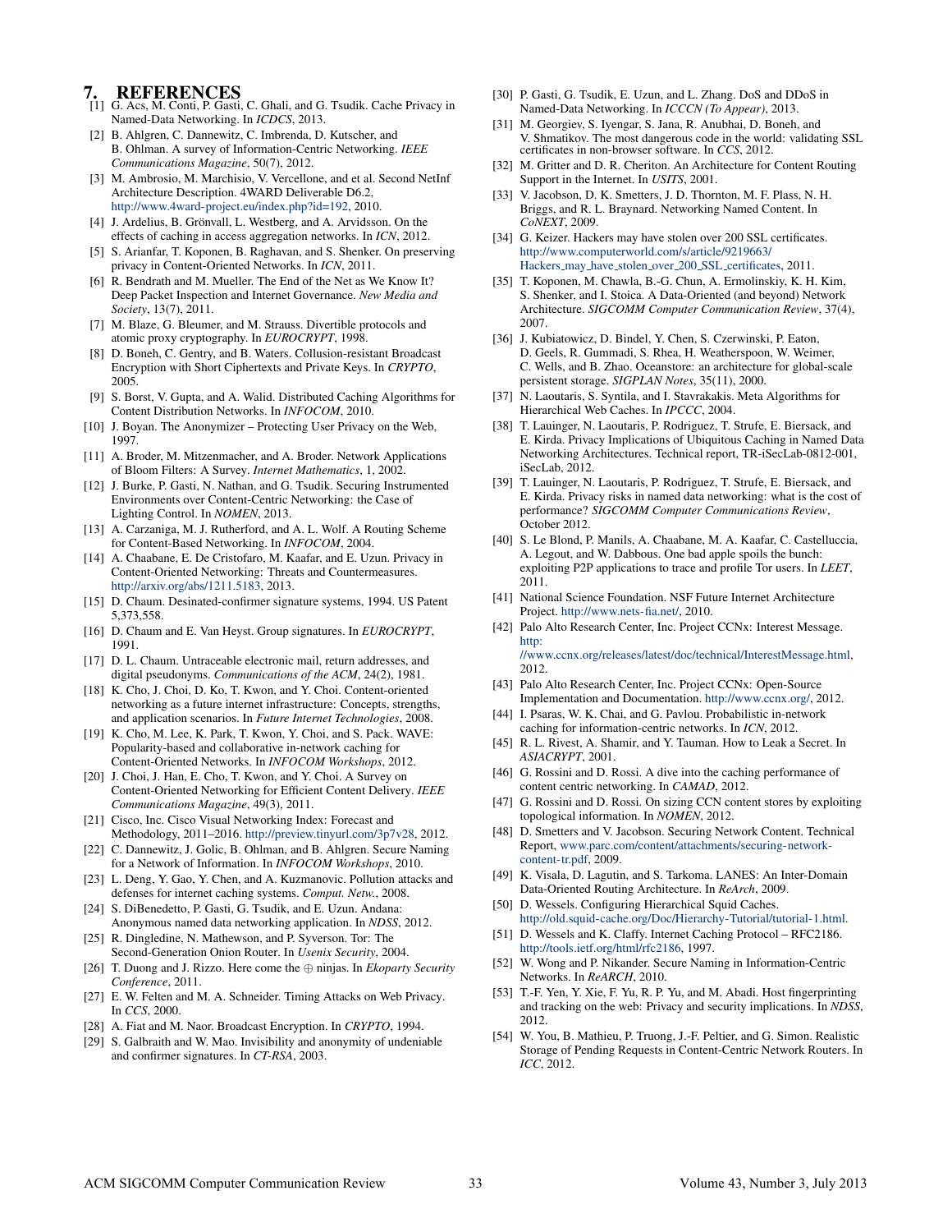## 7. REFERENCES

[1] G. Acs, M. Conti, P. Gasti, C. Ghali, and G. Tsudik. Cache Privacy in Named-Data Networking. In *ICDCS*, 2013.

[2] B. Ahlgren, C. Dannewitz, C. Imbrenda, D. Kutscher, and B. Ohlman. A survey of Information-Centric Networking. *IEEE Communications Magazine*, 50(7), 2012.

[3] M. Ambrosio, M. Marchisio, V. Vercellone, and et al. Second NetInf Architecture Description. 4WARD Deliverable D6.2, http://www.4ward-project.eu/index.php?id=192, 2010.

[4] J. Ardelius, B. Grönvall, L. Westberg, and A. Arvidsson. On the effects of caching in access aggregation networks. In *ICN*, 2012.

[5] S. Arianfar, T. Koponen, B. Raghavan, and S. Shenker. On preserving privacy in Content-Oriented Networks. In *ICN*, 2011.

[6] R. Bendrath and M. Mueller. The End of the Net as We Know It? Deep Packet Inspection and Internet Governance. *New Media and Society*, 13(7), 2011.

[7] M. Blaze, G. Bleumer, and M. Strauss. Divertible protocols and atomic proxy cryptography. In *EUROCRYPT*, 1998.

[8] D. Boneh, C. Gentry, and B. Waters. Collusion-resistant Broadcast Encryption with Short Ciphertexts and Private Keys. In *CRYPTO*, 2005.

[9] S. Borst, V. Gupta, and A. Walid. Distributed Caching Algorithms for Content Distribution Networks. In *INFOCOM*, 2010.

[10] J. Boyan. The Anonymizer – Protecting User Privacy on the Web, 1997.

[11] A. Broder, M. Mitzenmacher, and A. Broder. Network Applications of Bloom Filters: A Survey. *Internet Mathematics*, 1, 2002.

[12] J. Burke, P. Gasti, N. Nathan, and G. Tsudik. Securing Instrumented Environments over Content-Centric Networking: the Case of Lighting Control. In *NOMEN*, 2013.

[13] A. Carzaniga, M. J. Rutherford, and A. L. Wolf. A Routing Scheme for Content-Based Networking. In *INFOCOM*, 2004.

[14] A. Chaabane, E. De Cristofaro, M. Kaafar, and E. Uzun. Privacy in Content-Oriented Networking: Threats and Countermeasures. http://arxiv.org/abs/1211.5183, 2013.

[15] D. Chaum. Desinated-confirmer signature systems, 1994. US Patent 5,373,558.

[16] D. Chaum and E. Van Heyst. Group signatures. In *EUROCRYPT*, 1991.

[17] D. L. Chaum. Untraceable electronic mail, return addresses, and digital pseudonyms. *Communications of the ACM*, 24(2), 1981.

[18] K. Cho, J. Choi, D. Ko, T. Kwon, and Y. Choi. Content-oriented networking as a future internet infrastructure: Concepts, strengths, and application scenarios. In *Future Internet Technologies*, 2008.

[19] K. Cho, M. Lee, K. Park, T. Kwon, Y. Choi, and S. Pack. WAVE: Popularity-based and collaborative in-network caching for Content-Oriented Networks. In *INFOCOM Workshops*, 2012.

[20] J. Choi, J. Han, E. Cho, T. Kwon, and Y. Choi. A Survey on Content-Oriented Networking for Efficient Content Delivery. *IEEE Communications Magazine*, 49(3), 2011.

[21] Cisco, Inc. Cisco Visual Networking Index: Forecast and Methodology, 2011–2016. http://preview.tinyurl.com/3p7v28, 2012.

[22] C. Dannewitz, J. Golic, B. Ohlman, and B. Ahlgren. Secure Naming for a Network of Information. In *INFOCOM Workshops*, 2010.

[23] L. Deng, Y. Gao, Y. Chen, and A. Kuzmanovic. Pollution attacks and defenses for internet caching systems. *Comput. Netw.*, 2008.

[24] S. DiBenedetto, P. Gasti, G. Tsudik, and E. Uzun. Andana: Anonymous named data networking application. In *NDSS*, 2012.

[25] R. Dingledine, N. Mathewson, and P. Syverson. Tor: The Second-Generation Onion Router. In *Usenix Security*, 2004.

[26] T. Duong and J. Rizzo. Here come the ⊕ ninjas. In *Ekoparty Security Conference*, 2011.

[27] E. W. Felten and M. A. Schneider. Timing Attacks on Web Privacy. In *CCS*, 2000.

[28] A. Fiat and M. Naor. Broadcast Encryption. In *CRYPTO*, 1994.

[29] S. Galbraith and W. Mao. Invisibility and anonymity of undeniable and confirmer signatures. In *CT-RSA*, 2003.

[30] P. Gasti, G. Tsudik, E. Uzun, and L. Zhang. DoS and DDoS in Named-Data Networking. In *ICCCN (To Appear)*, 2013.

[31] M. Georgiev, S. Iyengar, S. Jana, R. Anubhai, D. Boneh, and V. Shmatikov. The most dangerous code in the world: validating SSL certificates in non-browser software. In *CCS*, 2012.

[32] M. Gritter and D. R. Cheriton. An Architecture for Content Routing Support in the Internet. In *USITS*, 2001.

[33] V. Jacobson, D. K. Smetters, J. D. Thornton, M. F. Plass, N. H. Briggs, and R. L. Braynard. Networking Named Content. In *CoNEXT*, 2009.

[34] G. Keizer. Hackers may have stolen over 200 SSL certificates. http://www.computerworld.com/s/article/9219663/Hackers_may_have_stolen_over_200_SSL_certificates, 2011.

[35] T. Koponen, M. Chawla, B.-G. Chun, A. Ermolinskiy, K. H. Kim, S. Shenker, and I. Stoica. A Data-Oriented (and beyond) Network Architecture. *SIGCOMM Computer Communication Review*, 37(4), 2007.

[36] J. Kubiatowicz, D. Bindel, Y. Chen, S. Czerwinski, P. Eaton, D. Geels, R. Gummadi, S. Rhea, H. Weatherspoon, W. Weimer, C. Wells, and B. Zhao. Oceanstore: an architecture for global-scale persistent storage. *SIGPLAN Notes*, 35(11), 2000.

[37] N. Laoutaris, S. Syntila, and I. Stavrakakis. Meta Algorithms for Hierarchical Web Caches. In *IPCCC*, 2004.

[38] T. Lauinger, N. Laoutaris, P. Rodriguez, T. Strufe, E. Biersack, and E. Kirda. Privacy Implications of Ubiquitous Caching in Named Data Networking Architectures. Technical report, TR-iSecLab-0812-001, iSecLab, 2012.

[39] T. Lauinger, N. Laoutaris, P. Rodriguez, T. Strufe, E. Biersack, and E. Kirda. Privacy risks in named data networking: what is the cost of performance? *SIGCOMM Computer Communications Review*, October 2012.

[40] S. Le Blond, P. Manils, A. Chaabane, M. A. Kaafar, C. Castelluccia, A. Legout, and W. Dabbous. One bad apple spoils the bunch: exploiting P2P applications to trace and profile Tor users. In *LEET*, 2011.

[41] National Science Foundation. NSF Future Internet Architecture Project. http://www.nets-fia.net/, 2010.

[42] Palo Alto Research Center, Inc. Project CCNx: Interest Message. http://www.ccnx.org/releases/latest/doc/technical/InterestMessage.html, 2012.

[43] Palo Alto Research Center, Inc. Project CCNx: Open-Source Implementation and Documentation. http://www.ccnx.org/, 2012.

[44] I. Psaras, W. K. Chai, and G. Pavlou. Probabilistic in-network caching for information-centric networks. In *ICN*, 2012.

[45] R. L. Rivest, A. Shamir, and Y. Tauman. How to Leak a Secret. In *ASIACRYPT*, 2001.

[46] G. Rossini and D. Rossi. A dive into the caching performance of content centric networking. In *CAMAD*, 2012.

[47] G. Rossini and D. Rossi. On sizing CCN content stores by exploiting topological information. In *NOMEN*, 2012.

[48] D. Smetters and V. Jacobson. Securing Network Content. Technical Report, www.parc.com/content/attachments/securing-network-content-tr.pdf, 2009.

[49] K. Visala, D. Lagutin, and S. Tarkoma. LANES: An Inter-Domain Data-Oriented Routing Architecture. In *ReArch*, 2009.

[50] D. Wessels. Configuring Hierarchical Squid Caches. http://old.squid-cache.org/Doc/Hierarchy-Tutorial/tutorial-1.html.

[51] D. Wessels and K. Claffy. Internet Caching Protocol – RFC2186. http://tools.ietf.org/html/rfc2186, 1997.

[52] W. Wong and P. Nikander. Secure Naming in Information-Centric Networks. In *ReARCH*, 2010.

[53] T.-F. Yen, Y. Xie, F. Yu, R. P. Yu, and M. Abadi. Host fingerprinting and tracking on the web: Privacy and security implications. In *NDSS*, 2012.

[54] W. You, B. Mathieu, P. Truong, J.-F. Peltier, and G. Simon. Realistic Storage of Pending Requests in Content-Centric Network Routers. In *ICC*, 2012.